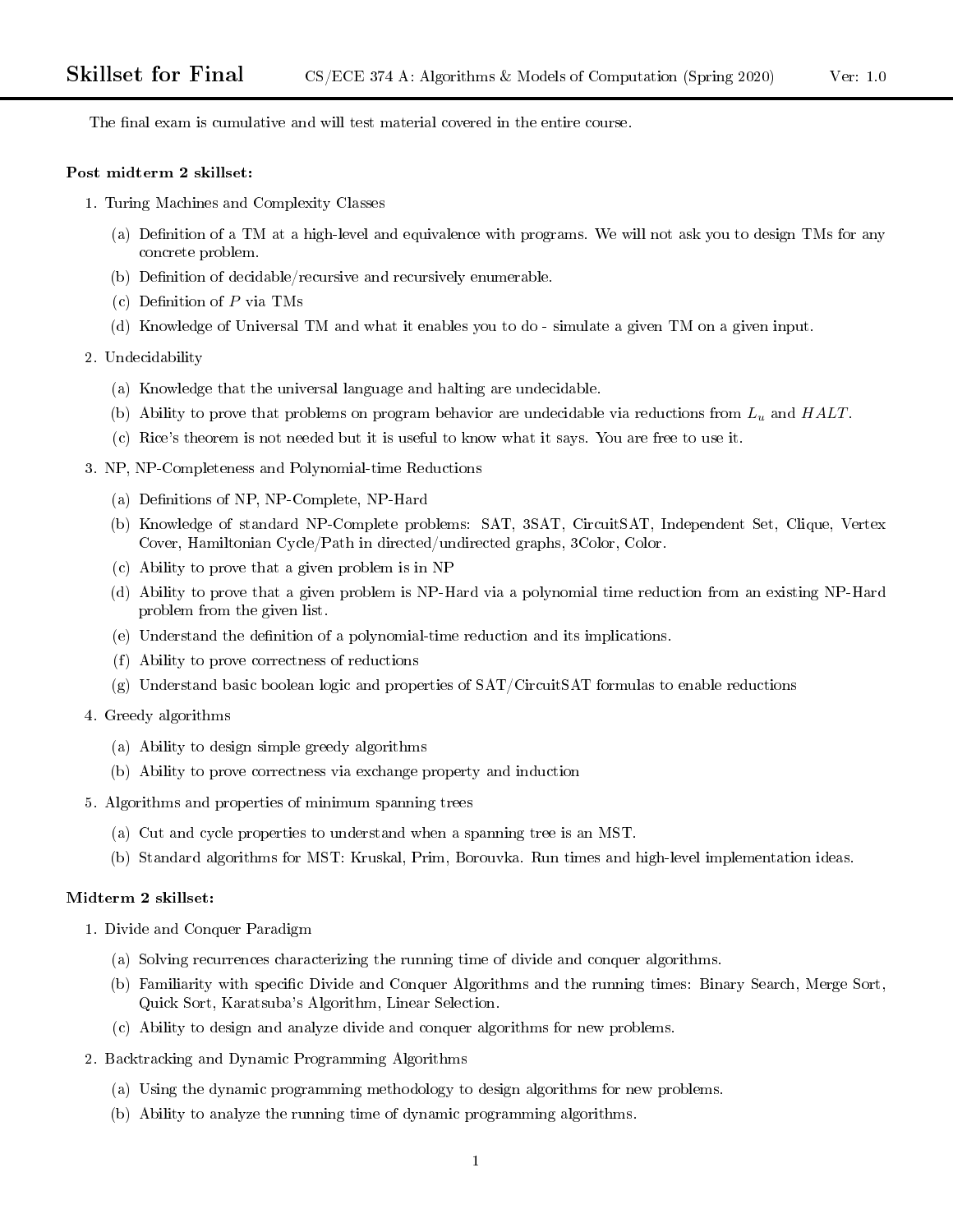# Skillset for Final

CS/ECE 374 A: Algorithms & Models of Computation (Spring 2020) Ver: 1.0

The final exam is cumulative and will test material covered in the entire course.

**Post midterm 2 skillset:**

1. Turing Machines and Complexity Classes
   (a) Definition of a TM at a high-level and equivalence with programs. We will not ask you to design TMs for any concrete problem.
   (b) Definition of decidable/recursive and recursively enumerable.
   (c) Definition of $P$ via TMs
   (d) Knowledge of Universal TM and what it enables you to do - simulate a given TM on a given input.

2. Undecidability
   (a) Knowledge that the universal language and halting are undecidable.
   (b) Ability to prove that problems on program behavior are undecidable via reductions from $L_u$ and $HALT$.
   (c) Rice's theorem is not needed but it is useful to know what it says. You are free to use it.

3. NP, NP-Completeness and Polynomial-time Reductions
   (a) Definitions of NP, NP-Complete, NP-Hard
   (b) Knowledge of standard NP-Complete problems: SAT, 3SAT, CircuitSAT, Independent Set, Clique, Vertex Cover, Hamiltonian Cycle/Path in directed/undirected graphs, 3Color, Color.
   (c) Ability to prove that a given problem is in NP
   (d) Ability to prove that a given problem is NP-Hard via a polynomial time reduction from an existing NP-Hard problem from the given list.
   (e) Understand the definition of a polynomial-time reduction and its implications.
   (f) Ability to prove correctness of reductions
   (g) Understand basic boolean logic and properties of SAT/CircuitSAT formulas to enable reductions

4. Greedy algorithms
   (a) Ability to design simple greedy algorithms
   (b) Ability to prove correctness via exchange property and induction

5. Algorithms and properties of minimum spanning trees
   (a) Cut and cycle properties to understand when a spanning tree is an MST.
   (b) Standard algorithms for MST: Kruskal, Prim, Borouvka. Run times and high-level implementation ideas.

**Midterm 2 skillset:**

1. Divide and Conquer Paradigm
   (a) Solving recurrences characterizing the running time of divide and conquer algorithms.
   (b) Familiarity with specific Divide and Conquer Algorithms and the running times: Binary Search, Merge Sort, Quick Sort, Karatsuba's Algorithm, Linear Selection.
   (c) Ability to design and analyze divide and conquer algorithms for new problems.

2. Backtracking and Dynamic Programming Algorithms
   (a) Using the dynamic programming methodology to design algorithms for new problems.
   (b) Ability to analyze the running time of dynamic programming algorithms.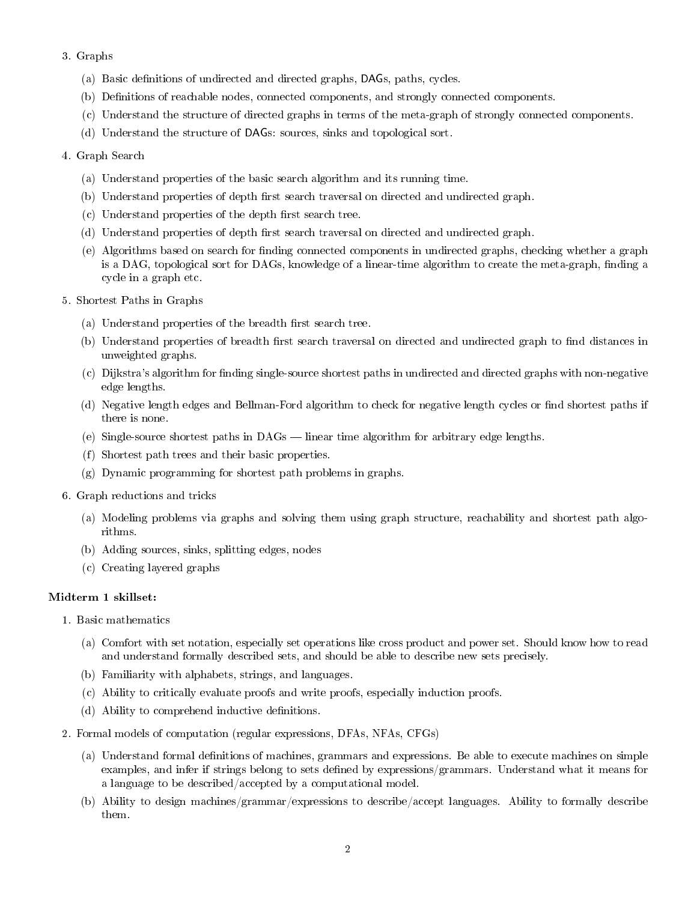3. Graphs

   (a) Basic definitions of undirected and directed graphs, DAGs, paths, cycles.

   (b) Definitions of reachable nodes, connected components, and strongly connected components.

   (c) Understand the structure of directed graphs in terms of the meta-graph of strongly connected components.

   (d) Understand the structure of DAGs: sources, sinks and topological sort.

4. Graph Search

   (a) Understand properties of the basic search algorithm and its running time.

   (b) Understand properties of depth first search traversal on directed and undirected graph.

   (c) Understand properties of the depth first search tree.

   (d) Understand properties of depth first search traversal on directed and undirected graph.

   (e) Algorithms based on search for finding connected components in undirected graphs, checking whether a graph is a DAG, topological sort for DAGs, knowledge of a linear-time algorithm to create the meta-graph, finding a cycle in a graph etc.

5. Shortest Paths in Graphs

   (a) Understand properties of the breadth first search tree.

   (b) Understand properties of breadth first search traversal on directed and undirected graph to find distances in unweighted graphs.

   (c) Dijkstra's algorithm for finding single-source shortest paths in undirected and directed graphs with non-negative edge lengths.

   (d) Negative length edges and Bellman-Ford algorithm to check for negative length cycles or find shortest paths if there is none.

   (e) Single-source shortest paths in DAGs — linear time algorithm for arbitrary edge lengths.

   (f) Shortest path trees and their basic properties.

   (g) Dynamic programming for shortest path problems in graphs.

6. Graph reductions and tricks

   (a) Modeling problems via graphs and solving them using graph structure, reachability and shortest path algorithms.

   (b) Adding sources, sinks, splitting edges, nodes

   (c) Creating layered graphs

**Midterm 1 skillset:**

1. Basic mathematics

   (a) Comfort with set notation, especially set operations like cross product and power set. Should know how to read and understand formally described sets, and should be able to describe new sets precisely.

   (b) Familiarity with alphabets, strings, and languages.

   (c) Ability to critically evaluate proofs and write proofs, especially induction proofs.

   (d) Ability to comprehend inductive definitions.

2. Formal models of computation (regular expressions, DFAs, NFAs, CFGs)

   (a) Understand formal definitions of machines, grammars and expressions. Be able to execute machines on simple examples, and infer if strings belong to sets defined by expressions/grammars. Understand what it means for a language to be described/accepted by a computational model.

   (b) Ability to design machines/grammar/expressions to describe/accept languages. Ability to formally describe them.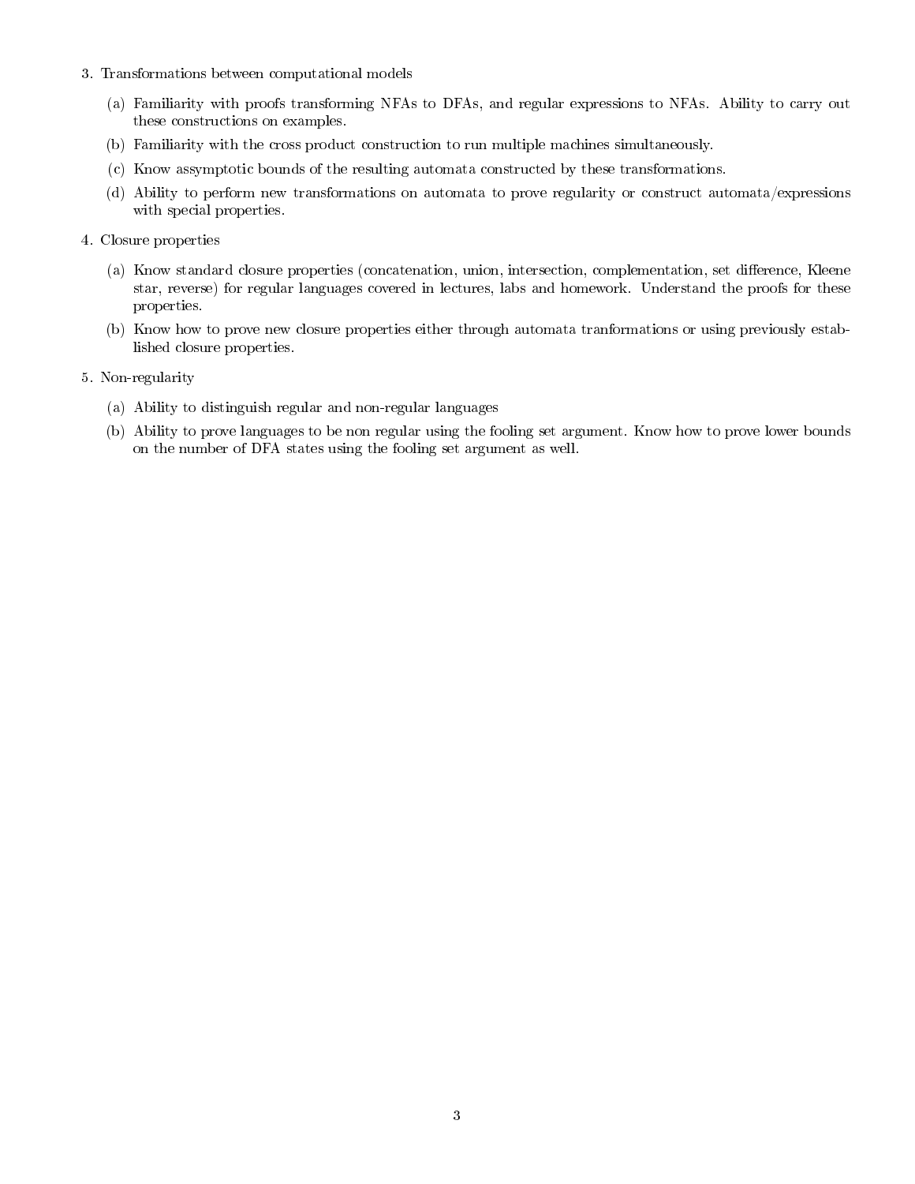3. Transformations between computational models

   (a) Familiarity with proofs transforming NFAs to DFAs, and regular expressions to NFAs. Ability to carry out these constructions on examples.

   (b) Familiarity with the cross product construction to run multiple machines simultaneously.

   (c) Know assymptotic bounds of the resulting automata constructed by these transformations.

   (d) Ability to perform new transformations on automata to prove regularity or construct automata/expressions with special properties.

4. Closure properties

   (a) Know standard closure properties (concatenation, union, intersection, complementation, set difference, Kleene star, reverse) for regular languages covered in lectures, labs and homework. Understand the proofs for these properties.

   (b) Know how to prove new closure properties either through automata tranformations or using previously established closure properties.

5. Non-regularity

   (a) Ability to distinguish regular and non-regular languages

   (b) Ability to prove languages to be non regular using the fooling set argument. Know how to prove lower bounds on the number of DFA states using the fooling set argument as well.